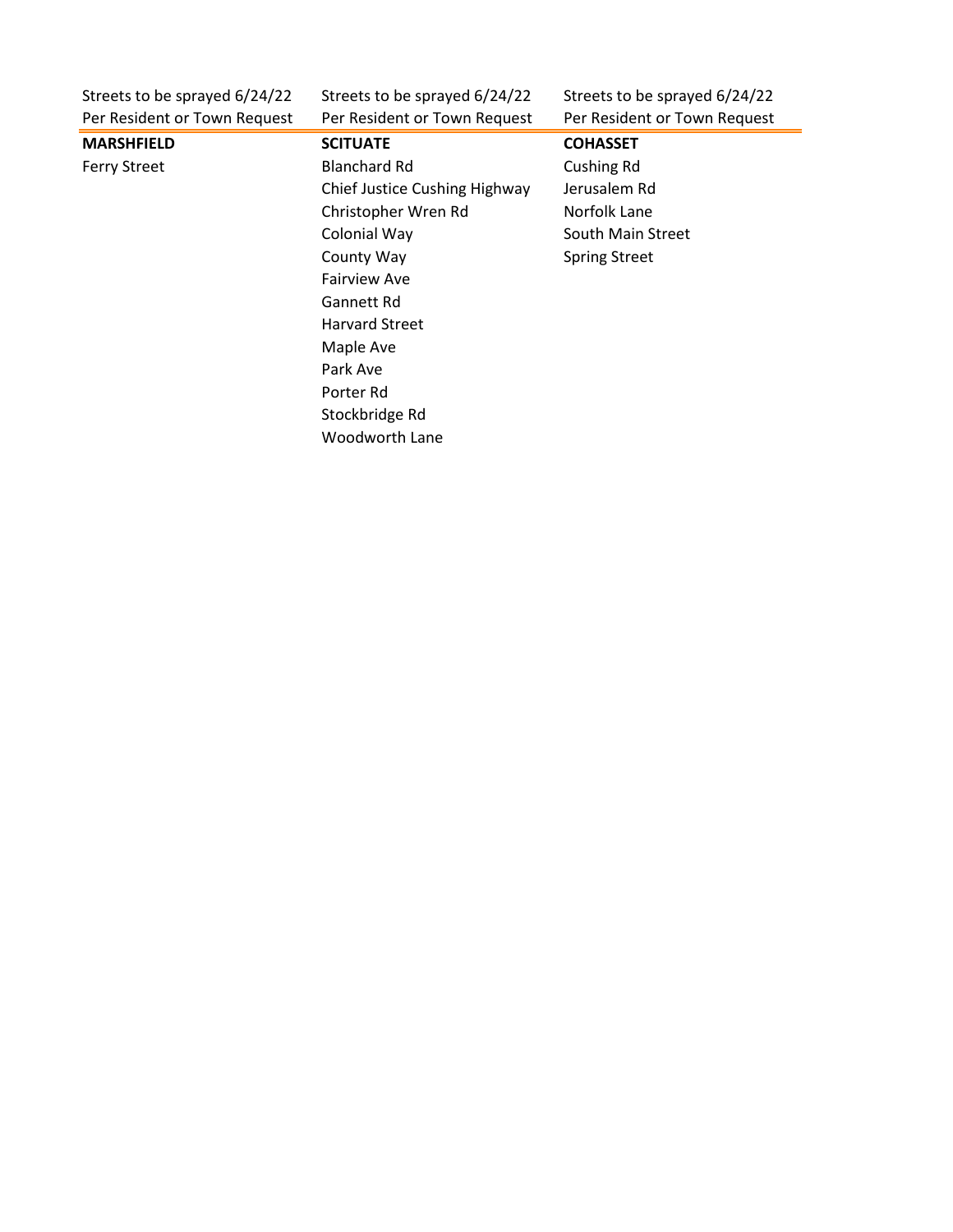| Streets to be sprayed 6/24/22 Per Resident or Town Request | Streets to be sprayed 6/24/22 Per Resident or Town Request | Streets to be sprayed 6/24/22 Per Resident or Town Request |
|---|---|---|
| **MARSHFIELD** | **SCITUATE** | **COHASSET** |
| Ferry Street | Blanchard Rd | Cushing Rd |
| | Chief Justice Cushing Highway | Jerusalem Rd |
| | Christopher Wren Rd | Norfolk Lane |
| | Colonial Way | South Main Street |
| | County Way | Spring Street |
| | Fairview Ave | |
| | Gannett Rd | |
| | Harvard Street | |
| | Maple Ave | |
| | Park Ave | |
| | Porter Rd | |
| | Stockbridge Rd | |
| | Woodworth Lane | |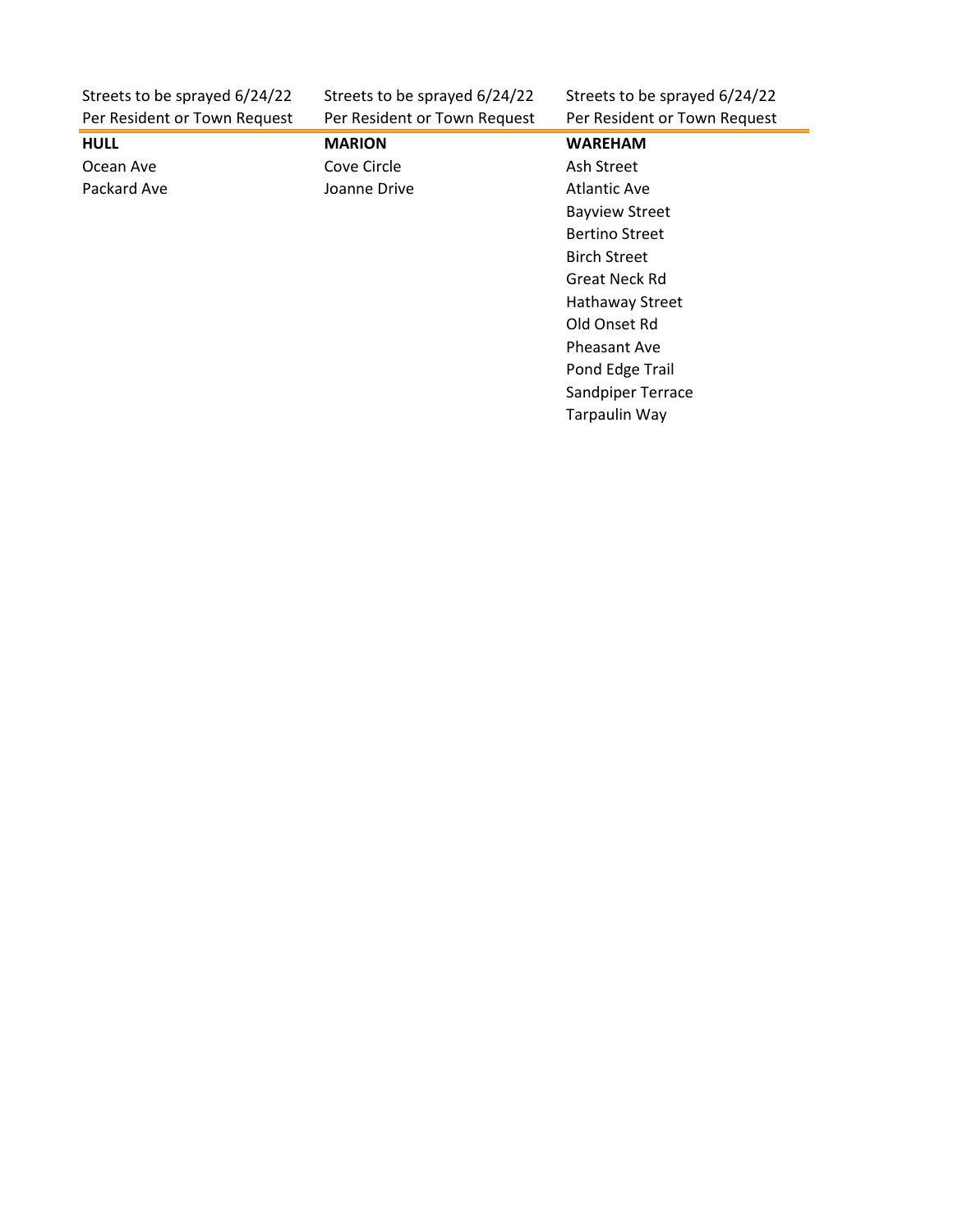| Streets to be sprayed 6/24/22<br>Per Resident or Town Request | Streets to be sprayed 6/24/22<br>Per Resident or Town Request | Streets to be sprayed 6/24/22<br>Per Resident or Town Request |
|---|---|---|
| **HULL** | **MARION** | **WAREHAM** |
| Ocean Ave | Cove Circle | Ash Street |
| Packard Ave | Joanne Drive | Atlantic Ave |
| | | Bayview Street |
| | | Bertino Street |
| | | Birch Street |
| | | Great Neck Rd |
| | | Hathaway Street |
| | | Old Onset Rd |
| | | Pheasant Ave |
| | | Pond Edge Trail |
| | | Sandpiper Terrace |
| | | Tarpaulin Way |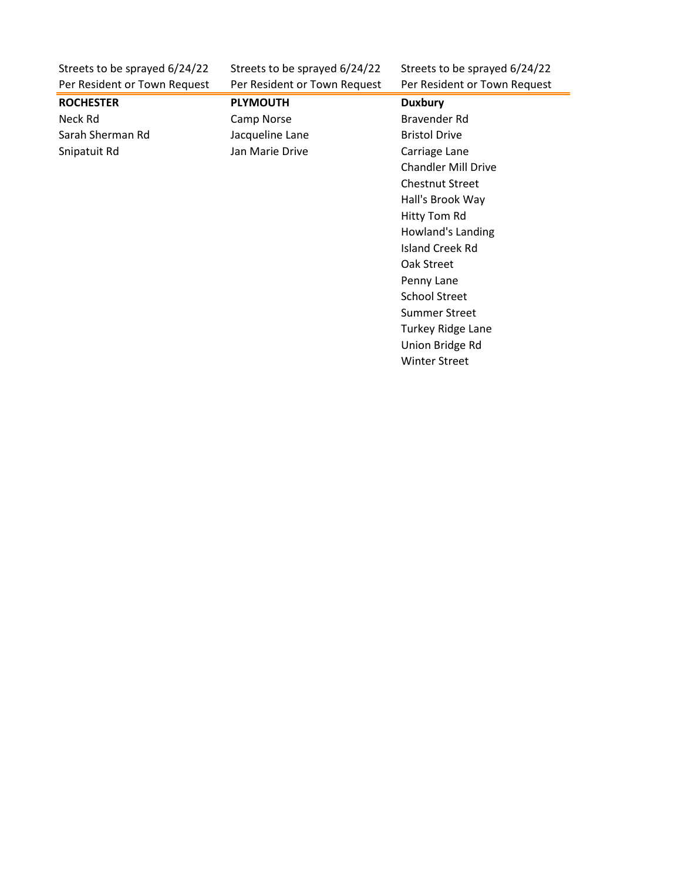| Streets to be sprayed 6/24/22<br>Per Resident or Town Request | Streets to be sprayed 6/24/22<br>Per Resident or Town Request | Streets to be sprayed 6/24/22<br>Per Resident or Town Request |
|---|---|---|
| **ROCHESTER** | **PLYMOUTH** | **Duxbury** |
| Neck Rd | Camp Norse | Bravender Rd |
| Sarah Sherman Rd | Jacqueline Lane | Bristol Drive |
| Snipatuit Rd | Jan Marie Drive | Carriage Lane |
| | | Chandler Mill Drive |
| | | Chestnut Street |
| | | Hall's Brook Way |
| | | Hitty Tom Rd |
| | | Howland's Landing |
| | | Island Creek Rd |
| | | Oak Street |
| | | Penny Lane |
| | | School Street |
| | | Summer Street |
| | | Turkey Ridge Lane |
| | | Union Bridge Rd |
| | | Winter Street |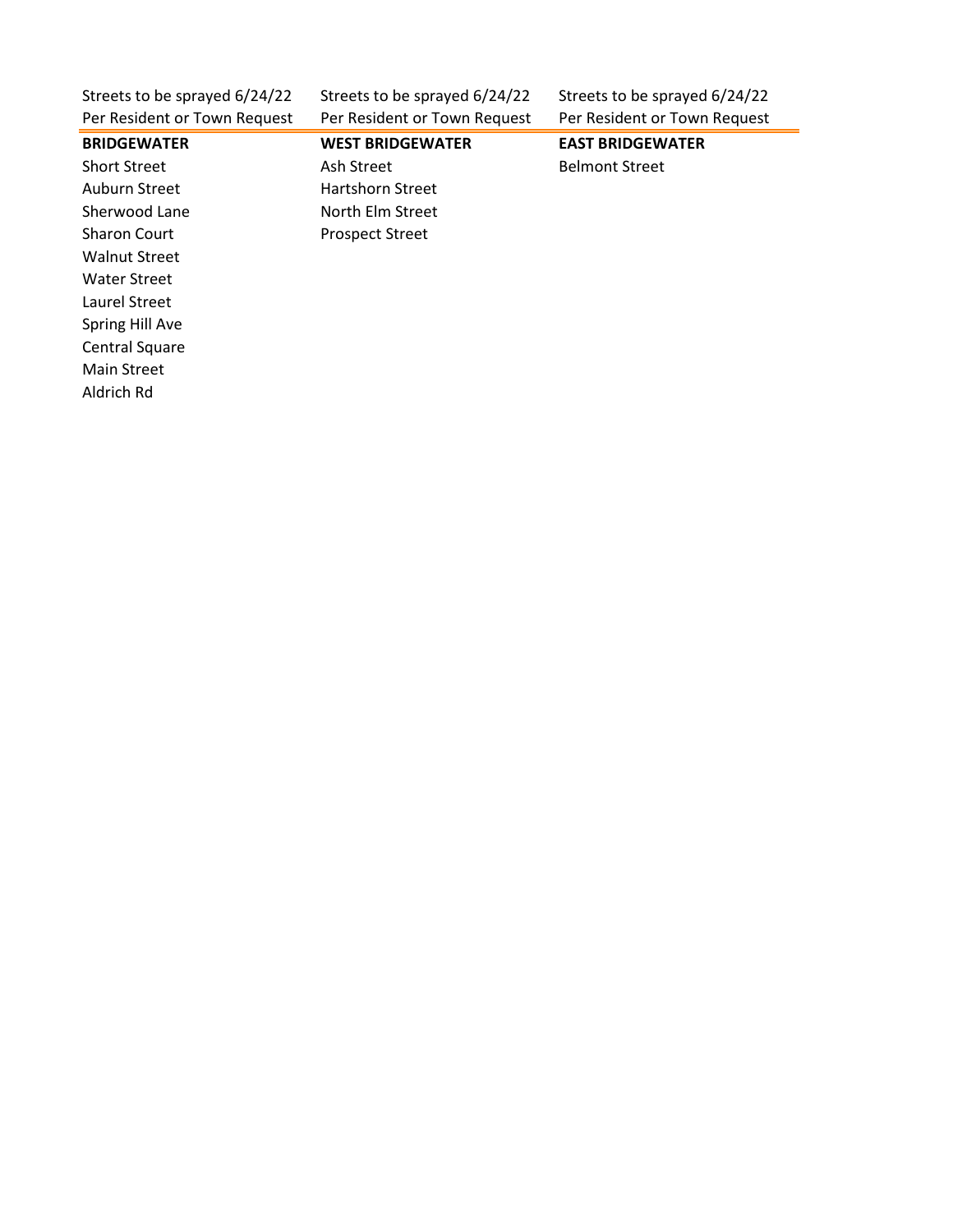| Streets to be sprayed 6/24/22<br>Per Resident or Town Request | Streets to be sprayed 6/24/22<br>Per Resident or Town Request | Streets to be sprayed 6/24/22<br>Per Resident or Town Request |
|---|---|---|
| **BRIDGEWATER** | **WEST BRIDGEWATER** | **EAST BRIDGEWATER** |
| Short Street | Ash Street | Belmont Street |
| Auburn Street | Hartshorn Street | |
| Sherwood Lane | North Elm Street | |
| Sharon Court | Prospect Street | |
| Walnut Street | | |
| Water Street | | |
| Laurel Street | | |
| Spring Hill Ave | | |
| Central Square | | |
| Main Street | | |
| Aldrich Rd | | |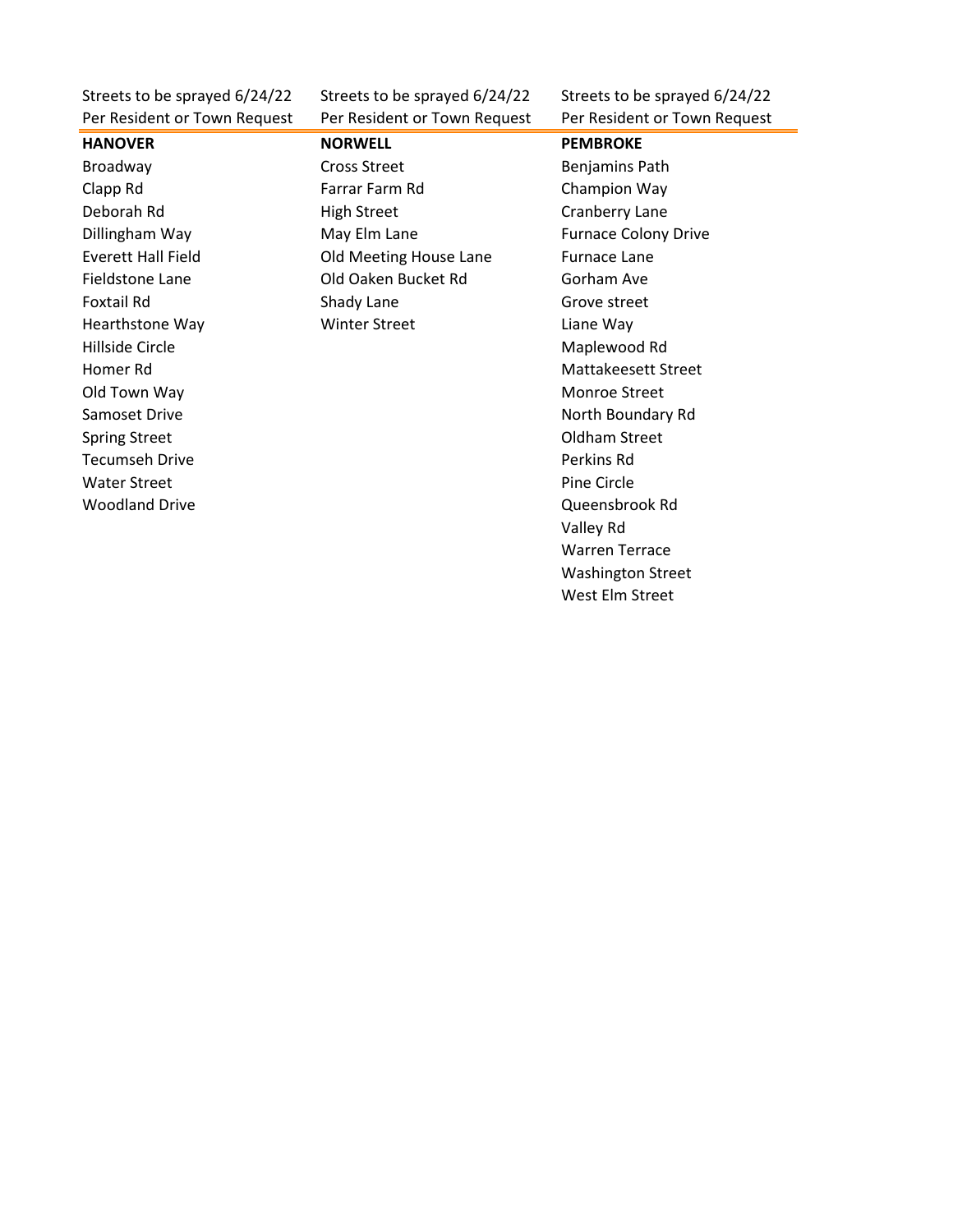| Streets to be sprayed 6/24/22<br>Per Resident or Town Request | Streets to be sprayed 6/24/22<br>Per Resident or Town Request | Streets to be sprayed 6/24/22<br>Per Resident or Town Request |
|---|---|---|
| **HANOVER** | **NORWELL** | **PEMBROKE** |
| Broadway | Cross Street | Benjamins Path |
| Clapp Rd | Farrar Farm Rd | Champion Way |
| Deborah Rd | High Street | Cranberry Lane |
| Dillingham Way | May Elm Lane | Furnace Colony Drive |
| Everett Hall Field | Old Meeting House Lane | Furnace Lane |
| Fieldstone Lane | Old Oaken Bucket Rd | Gorham Ave |
| Foxtail Rd | Shady Lane | Grove street |
| Hearthstone Way | Winter Street | Liane Way |
| Hillside Circle | | Maplewood Rd |
| Homer Rd | | Mattakeesett Street |
| Old Town Way | | Monroe Street |
| Samoset Drive | | North Boundary Rd |
| Spring Street | | Oldham Street |
| Tecumseh Drive | | Perkins Rd |
| Water Street | | Pine Circle |
| Woodland Drive | | Queensbrook Rd |
| | | Valley Rd |
| | | Warren Terrace |
| | | Washington Street |
| | | West Elm Street |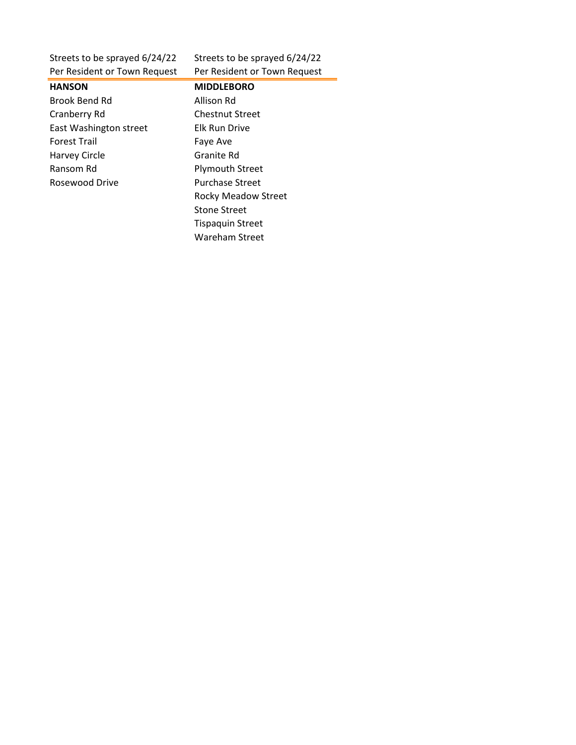| Streets to be sprayed 6/24/22<br>Per Resident or Town Request | Streets to be sprayed 6/24/22<br>Per Resident or Town Request |
|---|---|
| **HANSON** | **MIDDLEBORO** |
| Brook Bend Rd | Allison Rd |
| Cranberry Rd | Chestnut Street |
| East Washington street | Elk Run Drive |
| Forest Trail | Faye Ave |
| Harvey Circle | Granite Rd |
| Ransom Rd | Plymouth Street |
| Rosewood Drive | Purchase Street |
| | Rocky Meadow Street |
| | Stone Street |
| | Tispaquin Street |
| | Wareham Street |